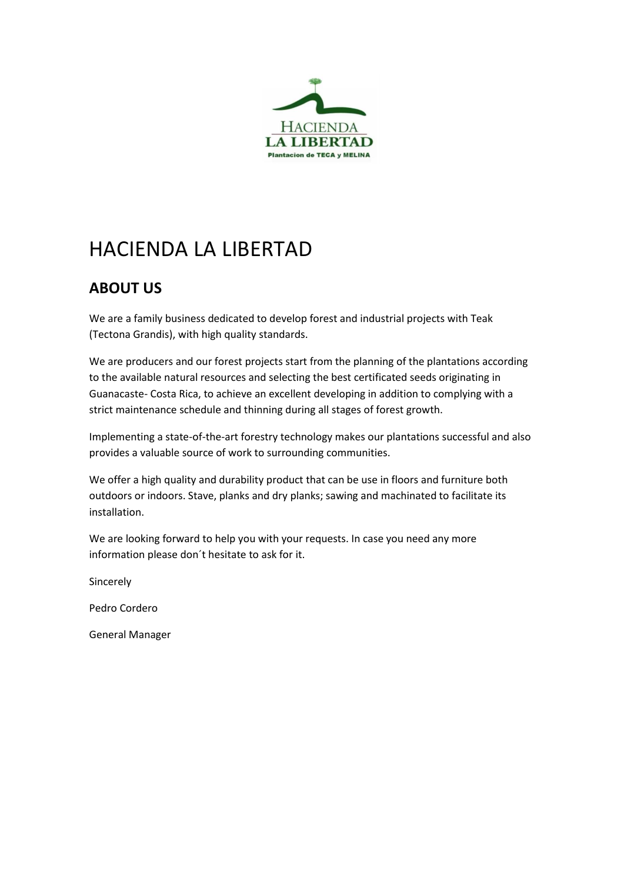HACIENDA
LA LIBERTAD
Plantacion de TECA y MELINA

# HACIENDA LA LIBERTAD

## ABOUT US

We are a family business dedicated to develop forest and industrial projects with Teak (Tectona Grandis), with high quality standards.

We are producers and our forest projects start from the planning of the plantations according to the available natural resources and selecting the best certificated seeds originating in Guanacaste- Costa Rica, to achieve an excellent developing in addition to complying with a strict maintenance schedule and thinning during all stages of forest growth.

Implementing a state-of-the-art forestry technology makes our plantations successful and also provides a valuable source of work to surrounding communities.

We offer a high quality and durability product that can be use in floors and furniture both outdoors or indoors. Stave, planks and dry planks; sawing and machinated to facilitate its installation.

We are looking forward to help you with your requests. In case you need any more information please don´t hesitate to ask for it.

Sincerely

Pedro Cordero

General Manager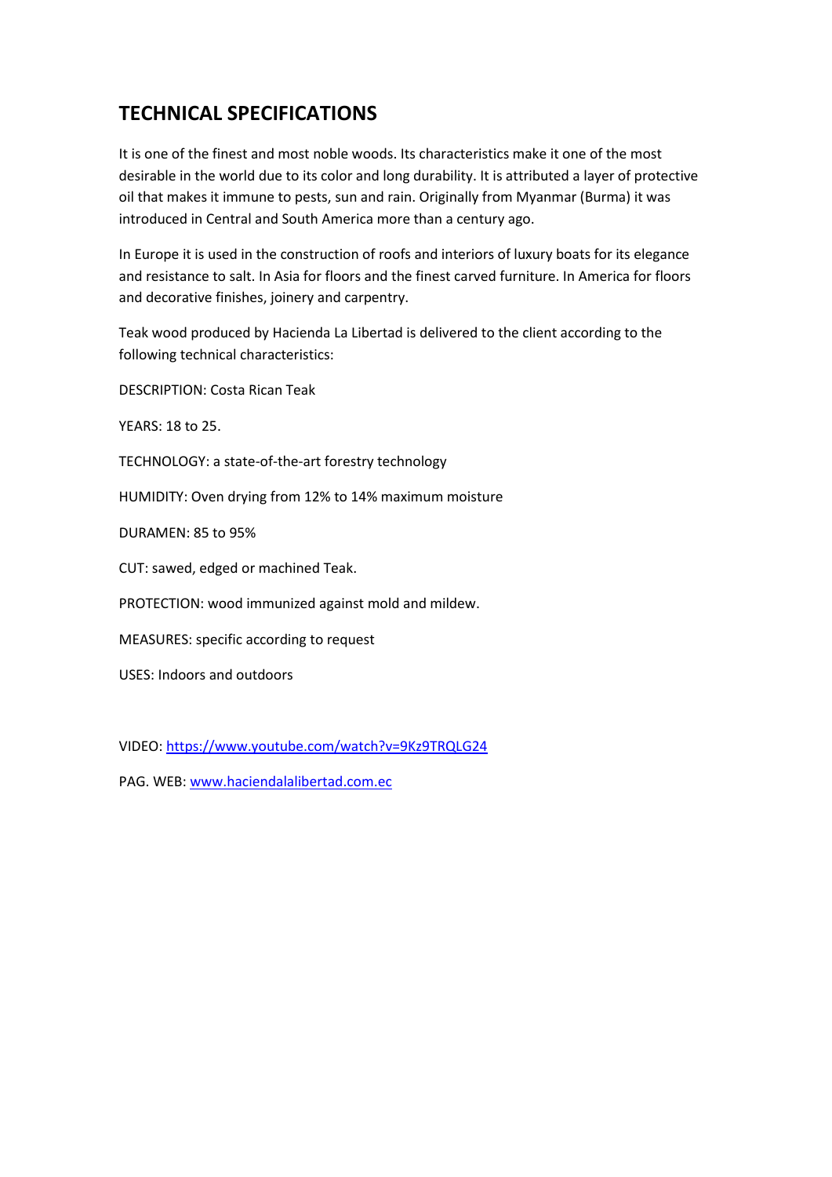## TECHNICAL SPECIFICATIONS

It is one of the finest and most noble woods. Its characteristics make it one of the most desirable in the world due to its color and long durability. It is attributed a layer of protective oil that makes it immune to pests, sun and rain. Originally from Myanmar (Burma) it was introduced in Central and South America more than a century ago.

In Europe it is used in the construction of roofs and interiors of luxury boats for its elegance and resistance to salt. In Asia for floors and the finest carved furniture. In America for floors and decorative finishes, joinery and carpentry.

Teak wood produced by Hacienda La Libertad is delivered to the client according to the following technical characteristics:

DESCRIPTION: Costa Rican Teak

YEARS: 18 to 25.

TECHNOLOGY: a state-of-the-art forestry technology

HUMIDITY: Oven drying from 12% to 14% maximum moisture

DURAMEN: 85 to 95%

CUT: sawed, edged or machined Teak.

PROTECTION: wood immunized against mold and mildew.

MEASURES: specific according to request

USES: Indoors and outdoors

VIDEO: https://www.youtube.com/watch?v=9Kz9TRQLG24

PAG. WEB: www.haciendalalibertad.com.ec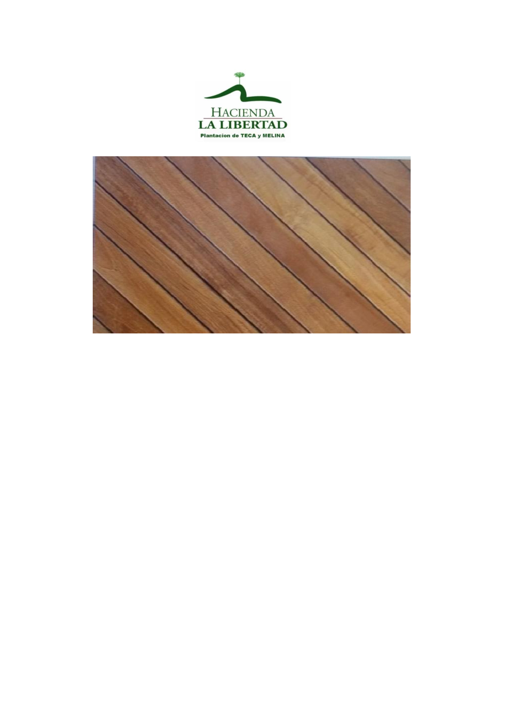HACIENDA
LA LIBERTAD
Plantacion de TECA y MELINA